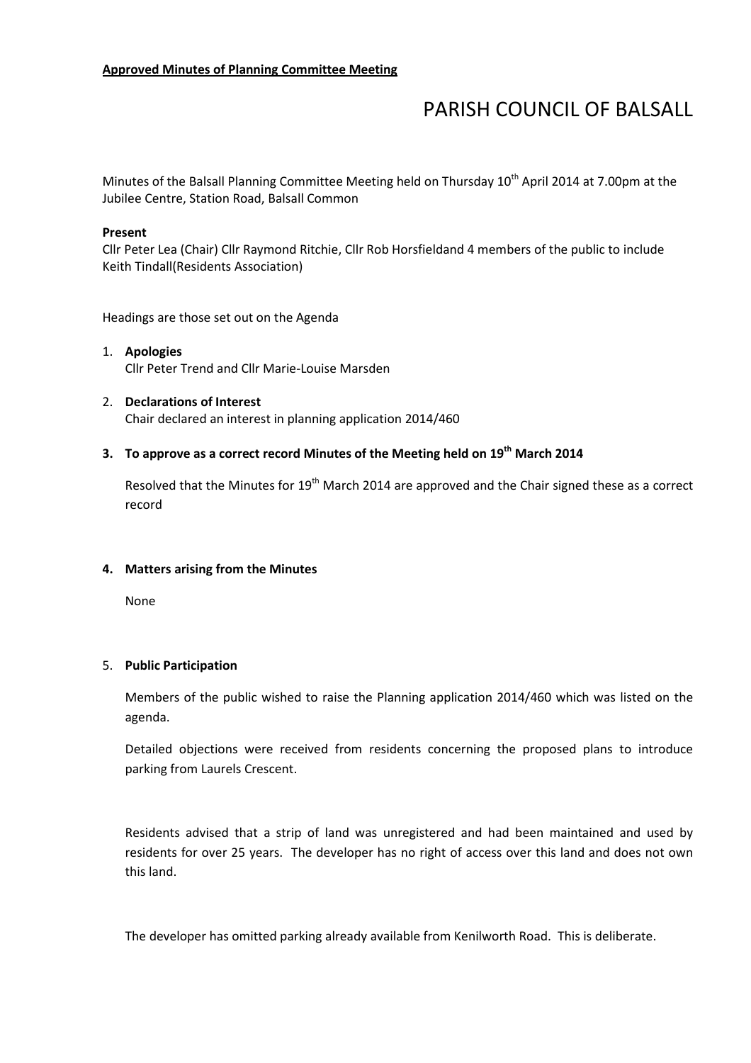**Approved Minutes of Planning Committee Meeting**

# PARISH COUNCIL OF BALSALL

Minutes of the Balsall Planning Committee Meeting held on Thursday 10th April 2014 at 7.00pm at the Jubilee Centre, Station Road, Balsall Common

**Present**

Cllr Peter Lea (Chair) Cllr Raymond Ritchie, Cllr Rob Horsfieldand 4 members of the public to include Keith Tindall(Residents Association)

Headings are those set out on the Agenda

1. **Apologies**
   Cllr Peter Trend and Cllr Marie-Louise Marsden

2. **Declarations of Interest**
   Chair declared an interest in planning application 2014/460

3. **To approve as a correct record Minutes of the Meeting held on 19th March 2014**

   Resolved that the Minutes for 19th March 2014 are approved and the Chair signed these as a correct record

4. **Matters arising from the Minutes**

   None

5. **Public Participation**

   Members of the public wished to raise the Planning application 2014/460 which was listed on the agenda.

   Detailed objections were received from residents concerning the proposed plans to introduce parking from Laurels Crescent.

   Residents advised that a strip of land was unregistered and had been maintained and used by residents for over 25 years. The developer has no right of access over this land and does not own this land.

   The developer has omitted parking already available from Kenilworth Road. This is deliberate.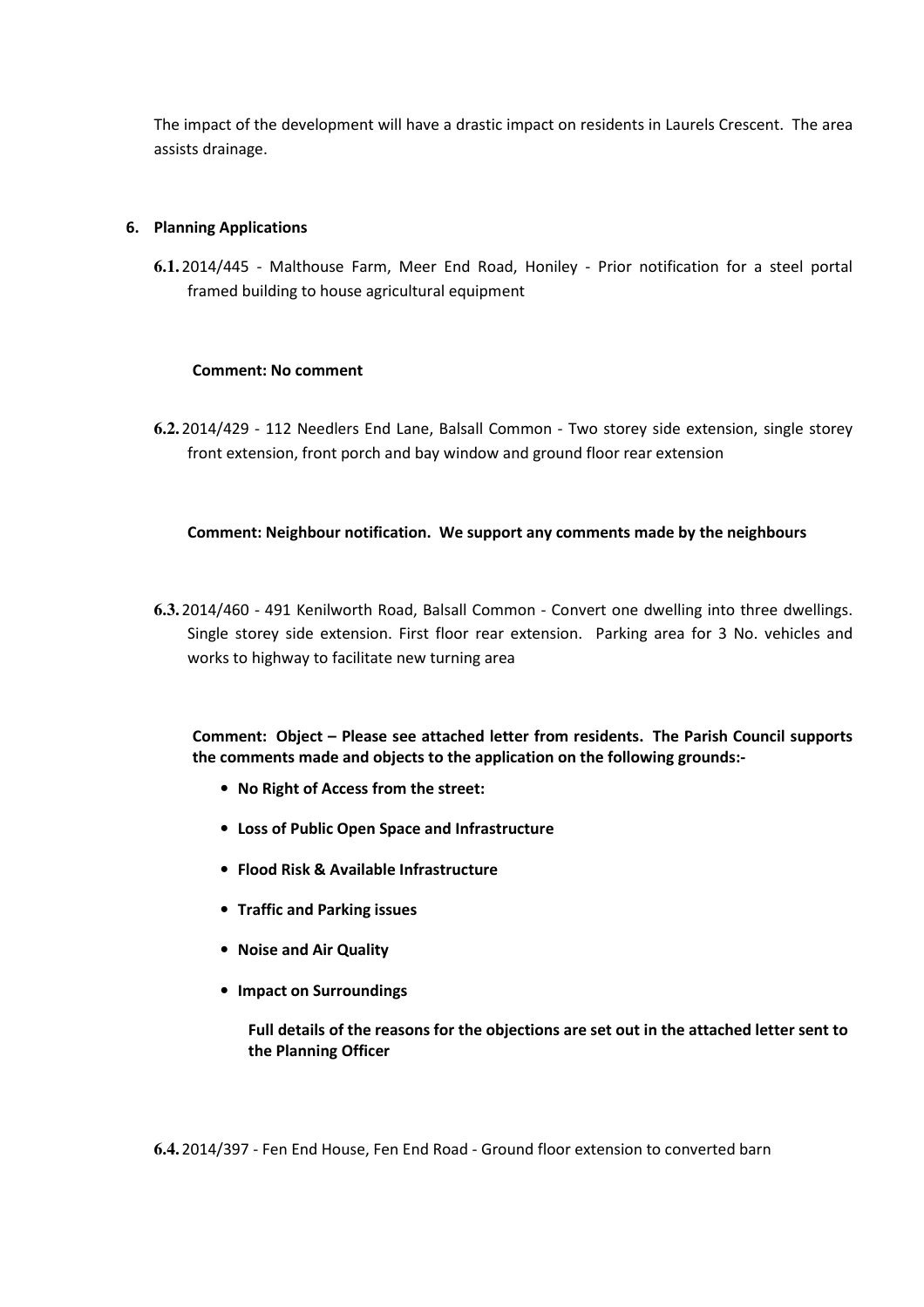The impact of the development will have a drastic impact on residents in Laurels Crescent. The area assists drainage.

## 6. Planning Applications

**6.1.** 2014/445 - Malthouse Farm, Meer End Road, Honiley - Prior notification for a steel portal framed building to house agricultural equipment

**Comment: No comment**

**6.2.** 2014/429 - 112 Needlers End Lane, Balsall Common - Two storey side extension, single storey front extension, front porch and bay window and ground floor rear extension

**Comment: Neighbour notification. We support any comments made by the neighbours**

**6.3.** 2014/460 - 491 Kenilworth Road, Balsall Common - Convert one dwelling into three dwellings. Single storey side extension. First floor rear extension. Parking area for 3 No. vehicles and works to highway to facilitate new turning area

**Comment: Object – Please see attached letter from residents. The Parish Council supports the comments made and objects to the application on the following grounds:-**

- **No Right of Access from the street:**
- **Loss of Public Open Space and Infrastructure**
- **Flood Risk & Available Infrastructure**
- **Traffic and Parking issues**
- **Noise and Air Quality**
- **Impact on Surroundings**

**Full details of the reasons for the objections are set out in the attached letter sent to the Planning Officer**

**6.4.** 2014/397 - Fen End House, Fen End Road - Ground floor extension to converted barn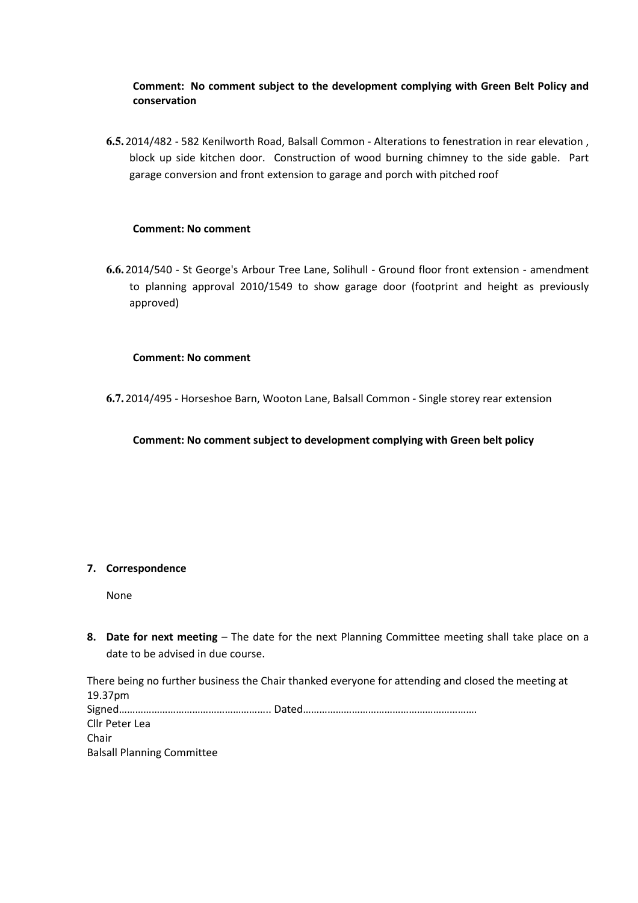**Comment: No comment subject to the development complying with Green Belt Policy and conservation**

**6.5.** 2014/482 - 582 Kenilworth Road, Balsall Common - Alterations to fenestration in rear elevation , block up side kitchen door. Construction of wood burning chimney to the side gable. Part garage conversion and front extension to garage and porch with pitched roof

**Comment: No comment**

**6.6.** 2014/540 - St George's Arbour Tree Lane, Solihull - Ground floor front extension - amendment to planning approval 2010/1549 to show garage door (footprint and height as previously approved)

**Comment: No comment**

**6.7.** 2014/495 - Horseshoe Barn, Wooton Lane, Balsall Common - Single storey rear extension

**Comment: No comment subject to development complying with Green belt policy**

**7. Correspondence**

None

**8. Date for next meeting** – The date for the next Planning Committee meeting shall take place on a date to be advised in due course.

There being no further business the Chair thanked everyone for attending and closed the meeting at 19.37pm

Signed……………………………………………….. Dated……………………………………………………….

Cllr Peter Lea

Chair

Balsall Planning Committee